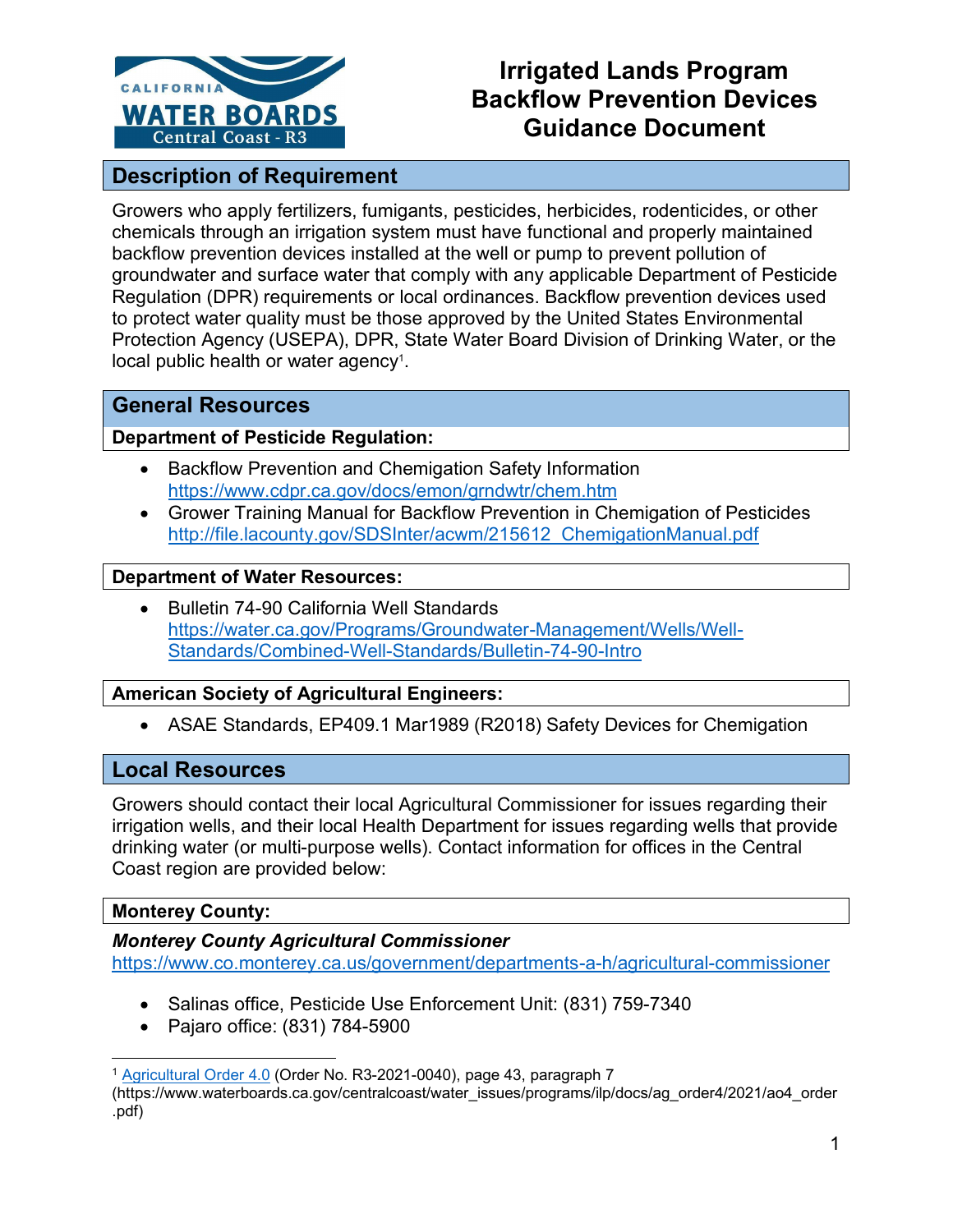# Irrigated Lands Program Backflow Prevention Devices Guidance Document

## Description of Requirement

Growers who apply fertilizers, fumigants, pesticides, herbicides, rodenticides, or other chemicals through an irrigation system must have functional and properly maintained backflow prevention devices installed at the well or pump to prevent pollution of groundwater and surface water that comply with any applicable Department of Pesticide Regulation (DPR) requirements or local ordinances. Backflow prevention devices used to protect water quality must be those approved by the United States Environmental Protection Agency (USEPA), DPR, State Water Board Division of Drinking Water, or the local public health or water agency[1].

## General Resources

### Department of Pesticide Regulation:

- Backflow Prevention and Chemigation Safety Information https://www.cdpr.ca.gov/docs/emon/grndwtr/chem.htm
- Grower Training Manual for Backflow Prevention in Chemigation of Pesticides http://file.lacounty.gov/SDSInter/acwm/215612_ChemigationManual.pdf

### Department of Water Resources:

- Bulletin 74-90 California Well Standards https://water.ca.gov/Programs/Groundwater-Management/Wells/Well-Standards/Combined-Well-Standards/Bulletin-74-90-Intro

### American Society of Agricultural Engineers:

- ASAE Standards, EP409.1 Mar1989 (R2018) Safety Devices for Chemigation

## Local Resources

Growers should contact their local Agricultural Commissioner for issues regarding their irrigation wells, and their local Health Department for issues regarding wells that provide drinking water (or multi-purpose wells). Contact information for offices in the Central Coast region are provided below:

### Monterey County:

***Monterey County Agricultural Commissioner***
https://www.co.monterey.ca.us/government/departments-a-h/agricultural-commissioner

- Salinas office, Pesticide Use Enforcement Unit: (831) 759-7340
- Pajaro office: (831) 784-5900

---

[1] Agricultural Order 4.0 (Order No. R3-2021-0040), page 43, paragraph 7 (https://www.waterboards.ca.gov/centralcoast/water_issues/programs/ilp/docs/ag_order4/2021/ao4_order.pdf)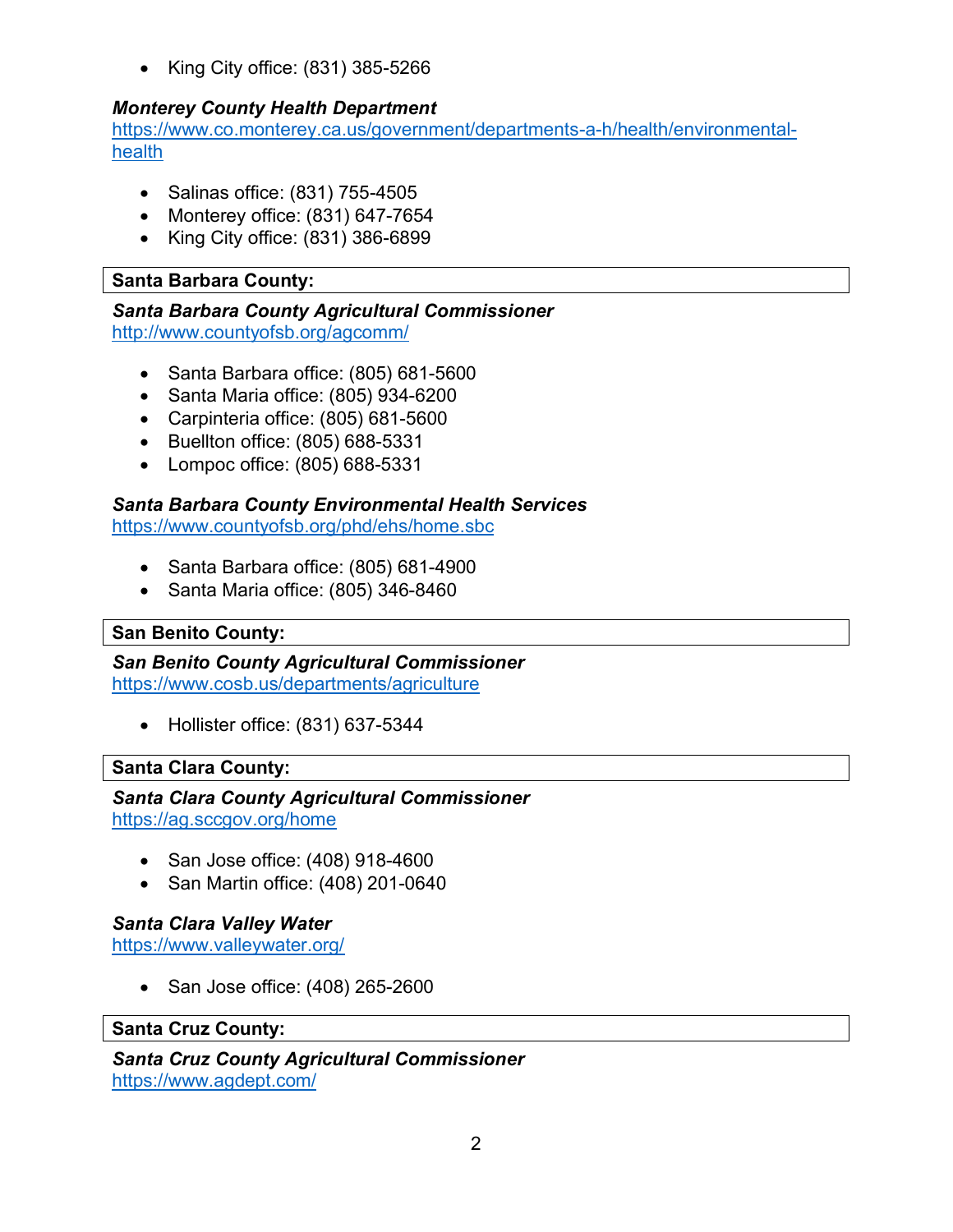- King City office: (831) 385-5266

***Monterey County Health Department***
[https://www.co.monterey.ca.us/government/departments-a-h/health/environmental-health](https://www.co.monterey.ca.us/government/departments-a-h/health/environmental-health)

- Salinas office: (831) 755-4505
- Monterey office: (831) 647-7654
- King City office: (831) 386-6899

## Santa Barbara County:

***Santa Barbara County Agricultural Commissioner***
[http://www.countyofsb.org/agcomm/](http://www.countyofsb.org/agcomm/)

- Santa Barbara office: (805) 681-5600
- Santa Maria office: (805) 934-6200
- Carpinteria office: (805) 681-5600
- Buellton office: (805) 688-5331
- Lompoc office: (805) 688-5331

***Santa Barbara County Environmental Health Services***
[https://www.countyofsb.org/phd/ehs/home.sbc](https://www.countyofsb.org/phd/ehs/home.sbc)

- Santa Barbara office: (805) 681-4900
- Santa Maria office: (805) 346-8460

## San Benito County:

***San Benito County Agricultural Commissioner***
[https://www.cosb.us/departments/agriculture](https://www.cosb.us/departments/agriculture)

- Hollister office: (831) 637-5344

## Santa Clara County:

***Santa Clara County Agricultural Commissioner***
[https://ag.sccgov.org/home](https://ag.sccgov.org/home)

- San Jose office: (408) 918-4600
- San Martin office: (408) 201-0640

***Santa Clara Valley Water***
[https://www.valleywater.org/](https://www.valleywater.org/)

- San Jose office: (408) 265-2600

## Santa Cruz County:

***Santa Cruz County Agricultural Commissioner***
[https://www.agdept.com/](https://www.agdept.com/)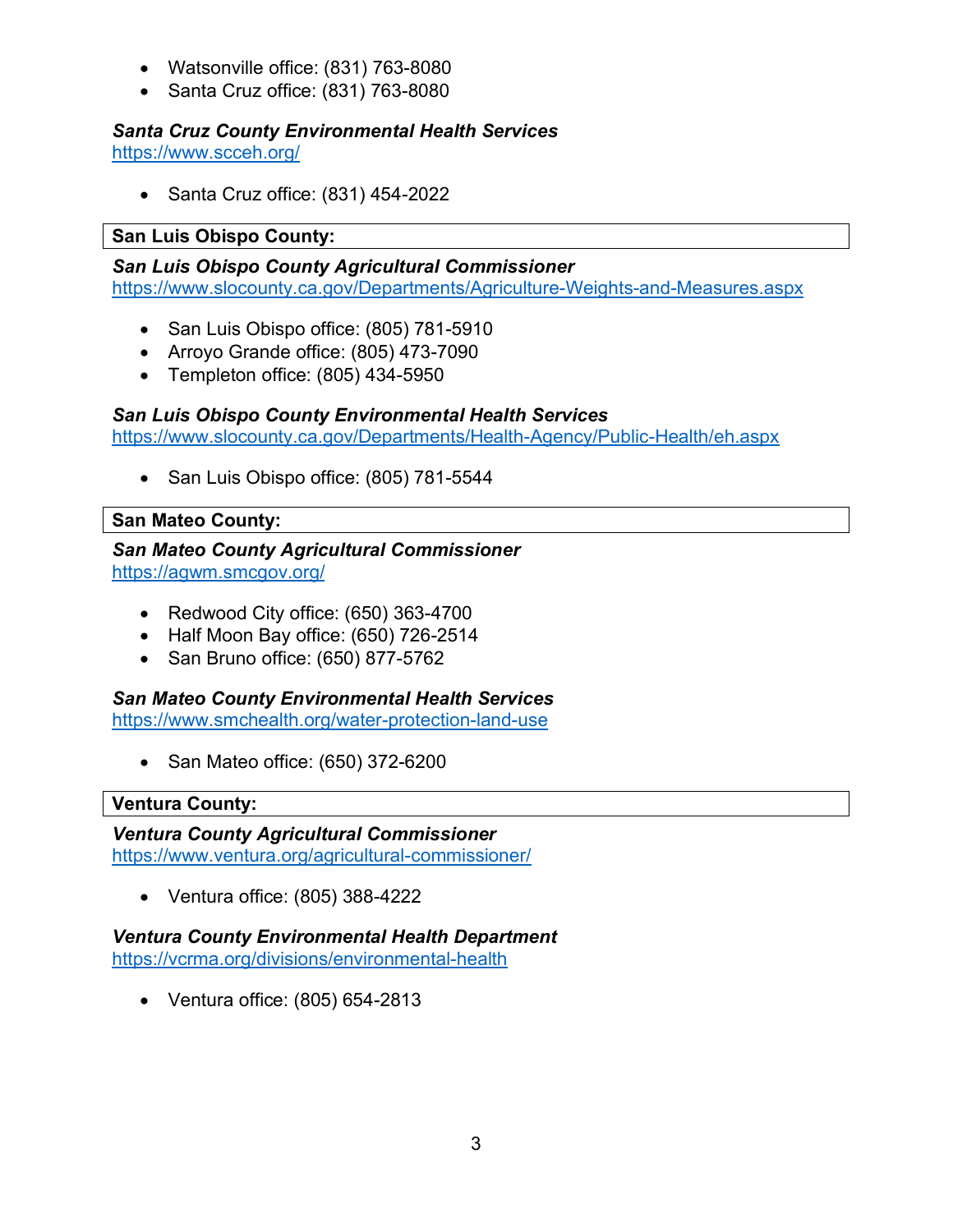- Watsonville office: (831) 763-8080
- Santa Cruz office: (831) 763-8080

***Santa Cruz County Environmental Health Services***
https://www.scceh.org/

- Santa Cruz office: (831) 454-2022

**San Luis Obispo County:**

***San Luis Obispo County Agricultural Commissioner***
https://www.slocounty.ca.gov/Departments/Agriculture-Weights-and-Measures.aspx

- San Luis Obispo office: (805) 781-5910
- Arroyo Grande office: (805) 473-7090
- Templeton office: (805) 434-5950

***San Luis Obispo County Environmental Health Services***
https://www.slocounty.ca.gov/Departments/Health-Agency/Public-Health/eh.aspx

- San Luis Obispo office: (805) 781-5544

**San Mateo County:**

***San Mateo County Agricultural Commissioner***
https://agwm.smcgov.org/

- Redwood City office: (650) 363-4700
- Half Moon Bay office: (650) 726-2514
- San Bruno office: (650) 877-5762

***San Mateo County Environmental Health Services***
https://www.smchealth.org/water-protection-land-use

- San Mateo office: (650) 372-6200

**Ventura County:**

***Ventura County Agricultural Commissioner***
https://www.ventura.org/agricultural-commissioner/

- Ventura office: (805) 388-4222

***Ventura County Environmental Health Department***
https://vcrma.org/divisions/environmental-health

- Ventura office: (805) 654-2813